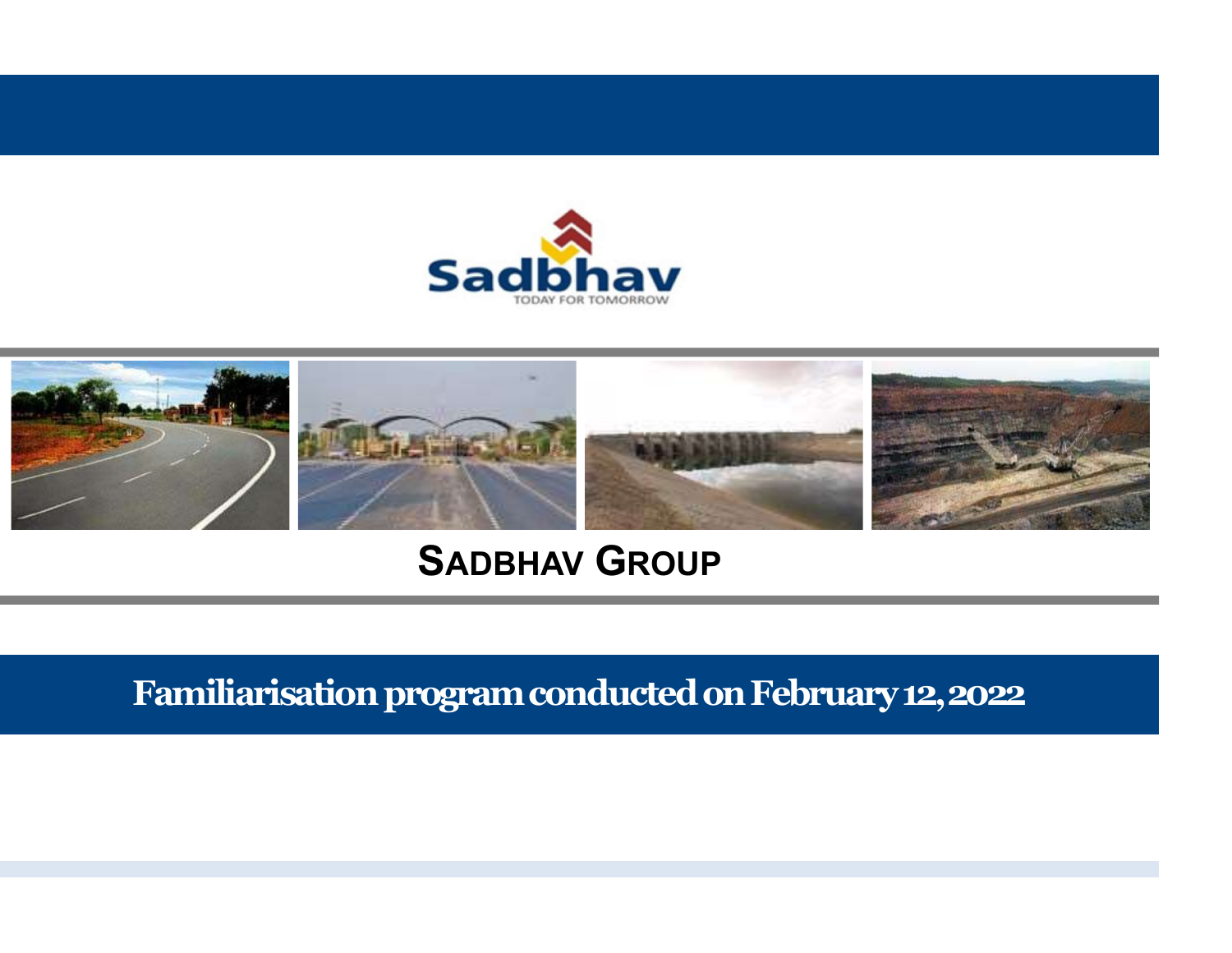Sadbhav

TODAY FOR TOMORROW

# SADBHAV GROUP

## Familiarisation program conducted on February 12, 2022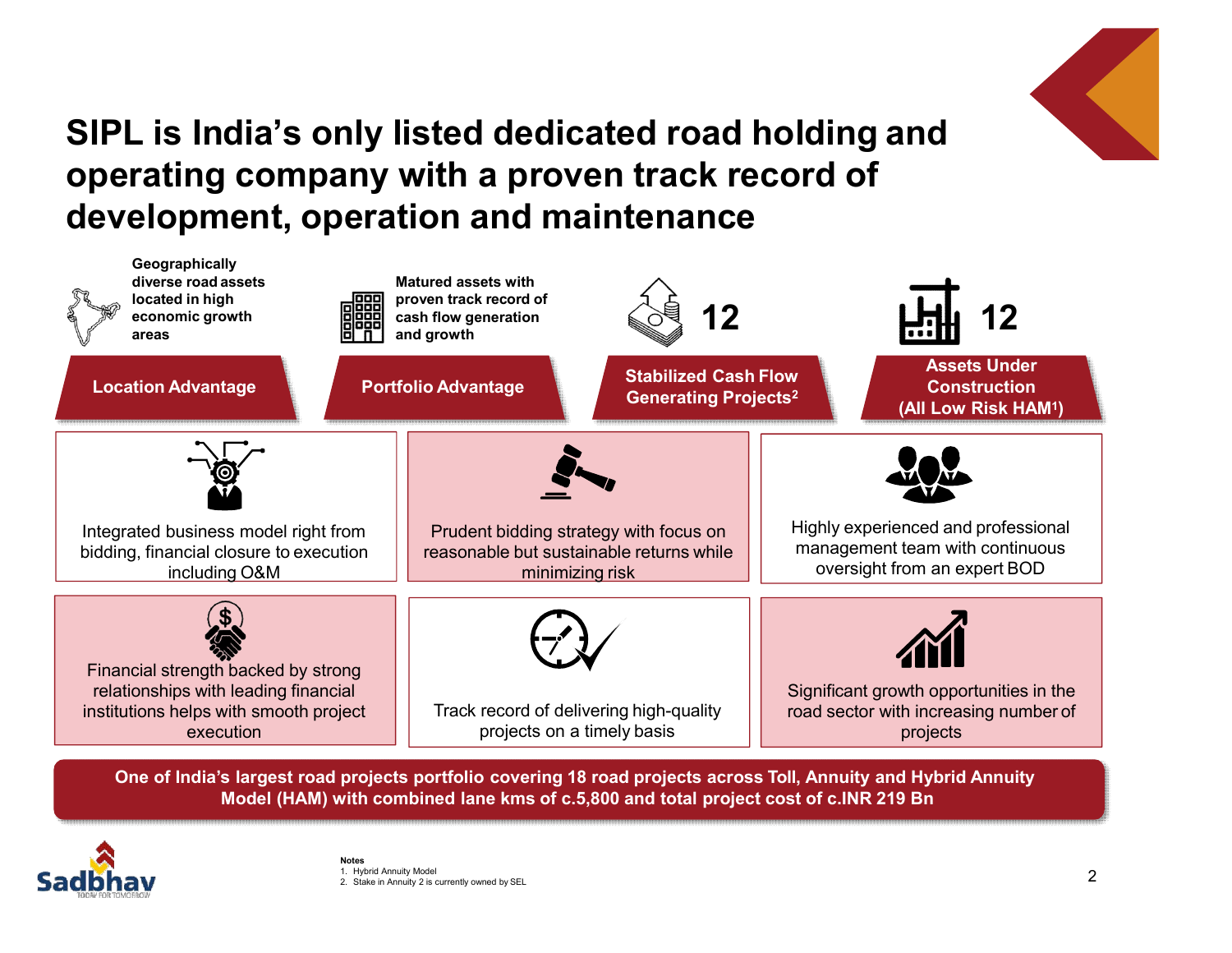# SIPL is India's only listed dedicated road holding and operating company with a proven track record of development, operation and maintenance

**Location Advantage**

Geographically diverse road assets located in high economic growth areas

**Portfolio Advantage**

Matured assets with proven track record of cash flow generation and growth

**12**

**Stabilized Cash Flow Generating Projects[2]**

**12**

**Assets Under Construction (All Low Risk HAM[1])**

- Integrated business model right from bidding, financial closure to execution including O&M
- Prudent bidding strategy with focus on reasonable but sustainable returns while minimizing risk
- Highly experienced and professional management team with continuous oversight from an expert BOD
- Financial strength backed by strong relationships with leading financial institutions helps with smooth project execution
- Track record of delivering high-quality projects on a timely basis
- Significant growth opportunities in the road sector with increasing number of projects

**One of India's largest road projects portfolio covering 18 road projects across Toll, Annuity and Hybrid Annuity Model (HAM) with combined lane kms of c.5,800 and total project cost of c.INR 219 Bn**

**Notes**

1. Hybrid Annuity Model
2. Stake in Annuity 2 is currently owned by SEL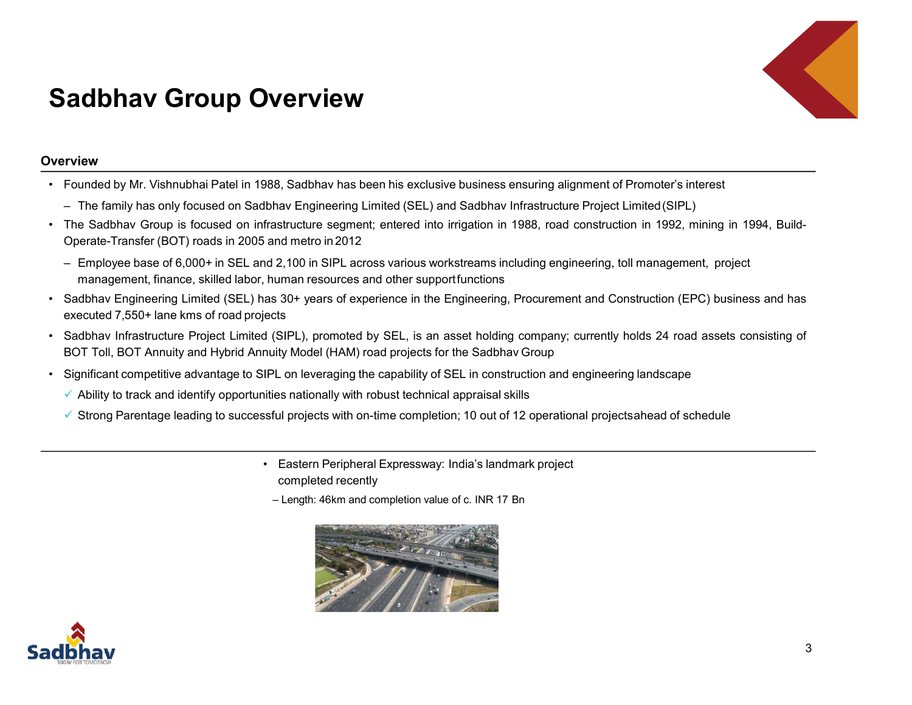# Sadbhav Group Overview

**Overview**

- Founded by Mr. Vishnubhai Patel in 1988, Sadbhav has been his exclusive business ensuring alignment of Promoter's interest
  - The family has only focused on Sadbhav Engineering Limited (SEL) and Sadbhav Infrastructure Project Limited (SIPL)
- The Sadbhav Group is focused on infrastructure segment; entered into irrigation in 1988, road construction in 1992, mining in 1994, Build-Operate-Transfer (BOT) roads in 2005 and metro in 2012
  - Employee base of 6,000+ in SEL and 2,100 in SIPL across various workstreams including engineering, toll management, project management, finance, skilled labor, human resources and other support functions
- Sadbhav Engineering Limited (SEL) has 30+ years of experience in the Engineering, Procurement and Construction (EPC) business and has executed 7,550+ lane kms of road projects
- Sadbhav Infrastructure Project Limited (SIPL), promoted by SEL, is an asset holding company; currently holds 24 road assets consisting of BOT Toll, BOT Annuity and Hybrid Annuity Model (HAM) road projects for the Sadbhav Group
- Significant competitive advantage to SIPL on leveraging the capability of SEL in construction and engineering landscape
  - ✓ Ability to track and identify opportunities nationally with robust technical appraisal skills
  - ✓ Strong Parentage leading to successful projects with on-time completion; 10 out of 12 operational projects ahead of schedule

---

- Eastern Peripheral Expressway: India's landmark project completed recently
  - Length: 46km and completion value of c. INR 17 Bn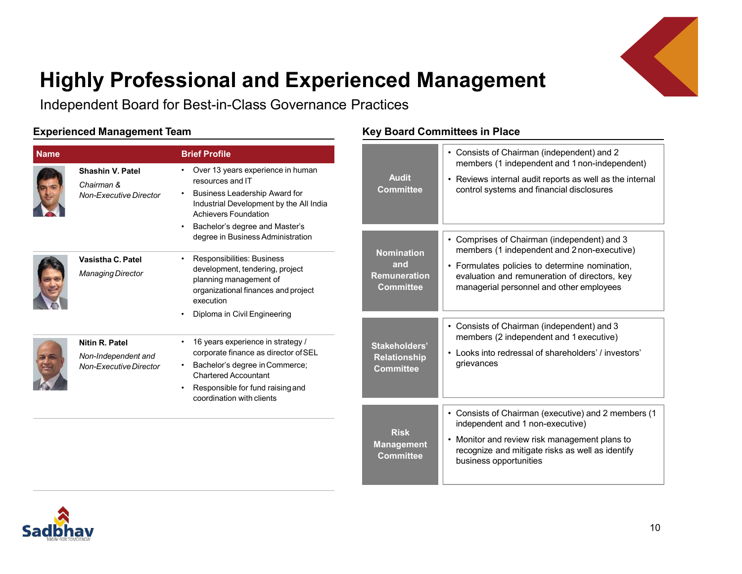# Highly Professional and Experienced Management

Independent Board for Best-in-Class Governance Practices

## Experienced Management Team

| Name | Brief Profile |
|---|---|
| **Shashin V. Patel**<br>*Chairman & Non-Executive Director* | • Over 13 years experience in human resources and IT<br>• Business Leadership Award for Industrial Development by the All India Achievers Foundation<br>• Bachelor's degree and Master's degree in Business Administration |
| **Vasistha C. Patel**<br>*Managing Director* | • Responsibilities: Business development, tendering, project planning management of organizational finances and project execution<br>• Diploma in Civil Engineering |
| **Nitin R. Patel**<br>*Non-Independent and Non-Executive Director* | • 16 years experience in strategy / corporate finance as director of SEL<br>• Bachelor's degree in Commerce; Chartered Accountant<br>• Responsible for fund raising and coordination with clients |

## Key Board Committees in Place

| Committee | Details |
|---|---|
| **Audit Committee** | • Consists of Chairman (independent) and 2 members (1 independent and 1 non-independent)<br>• Reviews internal audit reports as well as the internal control systems and financial disclosures |
| **Nomination and Remuneration Committee** | • Comprises of Chairman (independent) and 3 members (1 independent and 2 non-executive)<br>• Formulates policies to determine nomination, evaluation and remuneration of directors, key managerial personnel and other employees |
| **Stakeholders' Relationship Committee** | • Consists of Chairman (independent) and 3 members (2 independent and 1 executive)<br>• Looks into redressal of shareholders' / investors' grievances |
| **Risk Management Committee** | • Consists of Chairman (executive) and 2 members (1 independent and 1 non-executive)<br>• Monitor and review risk management plans to recognize and mitigate risks as well as identify business opportunities |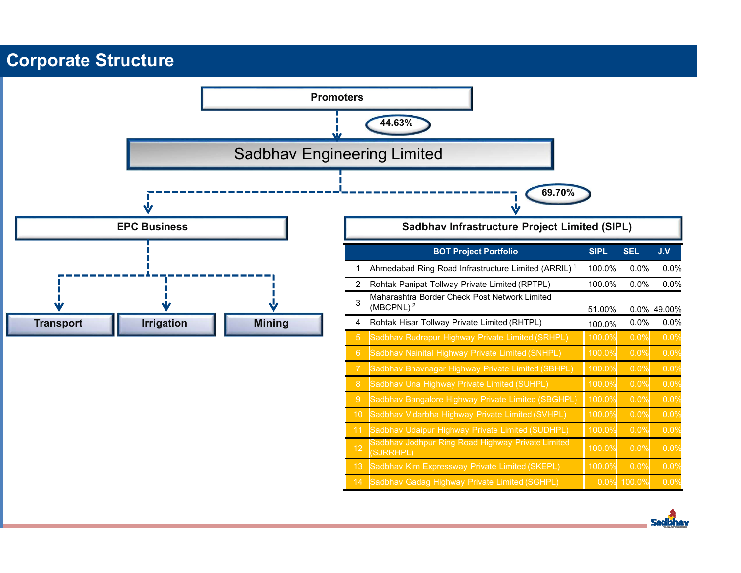# Corporate Structure

**Promoters**

44.63%

**Sadbhav Engineering Limited**

69.70%

**EPC Business**

- Transport
- Irrigation
- Mining

**Sadbhav Infrastructure Project Limited (SIPL)**

| | BOT Project Portfolio | SIPL | SEL | J.V |
|---|---|---|---|---|
| 1 | Ahmedabad Ring Road Infrastructure Limited (ARRIL) [1] | 100.0% | 0.0% | 0.0% |
| 2 | Rohtak Panipat Tollway Private Limited (RPTPL) | 100.0% | 0.0% | 0.0% |
| 3 | Maharashtra Border Check Post Network Limited (MBCPNL) [2] | 51.00% | 0.0% | 49.00% |
| 4 | Rohtak Hisar Tollway Private Limited (RHTPL) | 100.0% | 0.0% | 0.0% |
| 5 | Sadbhav Rudrapur Highway Private Limited (SRHPL) | 100.0% | 0.0% | 0.0% |
| 6 | Sadbhav Nainital Highway Private Limited (SNHPL) | 100.0% | 0.0% | 0.0% |
| 7 | Sadbhav Bhavnagar Highway Private Limited (SBHPL) | 100.0% | 0.0% | 0.0% |
| 8 | Sadbhav Una Highway Private Limited (SUHPL) | 100.0% | 0.0% | 0.0% |
| 9 | Sadbhav Bangalore Highway Private Limited (SBGHPL) | 100.0% | 0.0% | 0.0% |
| 10 | Sadbhav Vidarbha Highway Private Limited (SVHPL) | 100.0% | 0.0% | 0.0% |
| 11 | Sadbhav Udaipur Highway Private Limited (SUDHPL) | 100.0% | 0.0% | 0.0% |
| 12 | Sadbhav Jodhpur Ring Road Highway Private Limited (SJRRHPL) | 100.0% | 0.0% | 0.0% |
| 13 | Sadbhav Kim Expressway Private Limited (SKEPL) | 100.0% | 0.0% | 0.0% |
| 14 | Sadbhav Gadag Highway Private Limited (SGHPL) | 0.0% | 100.0% | 0.0% |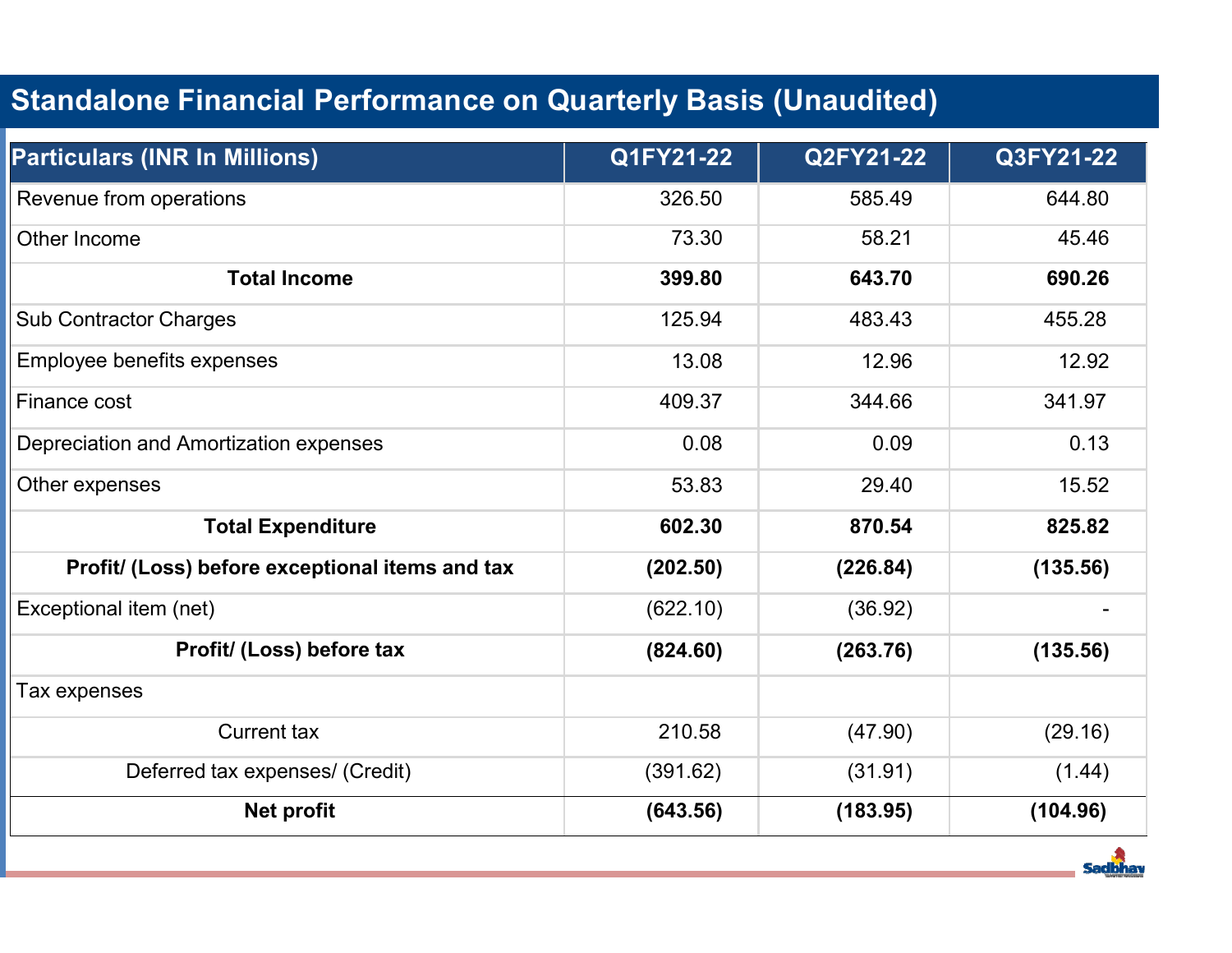# Standalone Financial Performance on Quarterly Basis (Unaudited)

| Particulars (INR In Millions) | Q1FY21-22 | Q2FY21-22 | Q3FY21-22 |
|---|---|---|---|
| Revenue from operations | 326.50 | 585.49 | 644.80 |
| Other Income | 73.30 | 58.21 | 45.46 |
| **Total Income** | **399.80** | **643.70** | **690.26** |
| Sub Contractor Charges | 125.94 | 483.43 | 455.28 |
| Employee benefits expenses | 13.08 | 12.96 | 12.92 |
| Finance cost | 409.37 | 344.66 | 341.97 |
| Depreciation and Amortization expenses | 0.08 | 0.09 | 0.13 |
| Other expenses | 53.83 | 29.40 | 15.52 |
| **Total Expenditure** | **602.30** | **870.54** | **825.82** |
| **Profit/ (Loss) before exceptional items and tax** | **(202.50)** | **(226.84)** | **(135.56)** |
| Exceptional item (net) | (622.10) | (36.92) | - |
| **Profit/ (Loss) before tax** | **(824.60)** | **(263.76)** | **(135.56)** |
| Tax expenses | | | |
| Current tax | 210.58 | (47.90) | (29.16) |
| Deferred tax expenses/ (Credit) | (391.62) | (31.91) | (1.44) |
| **Net profit** | **(643.56)** | **(183.95)** | **(104.96)** |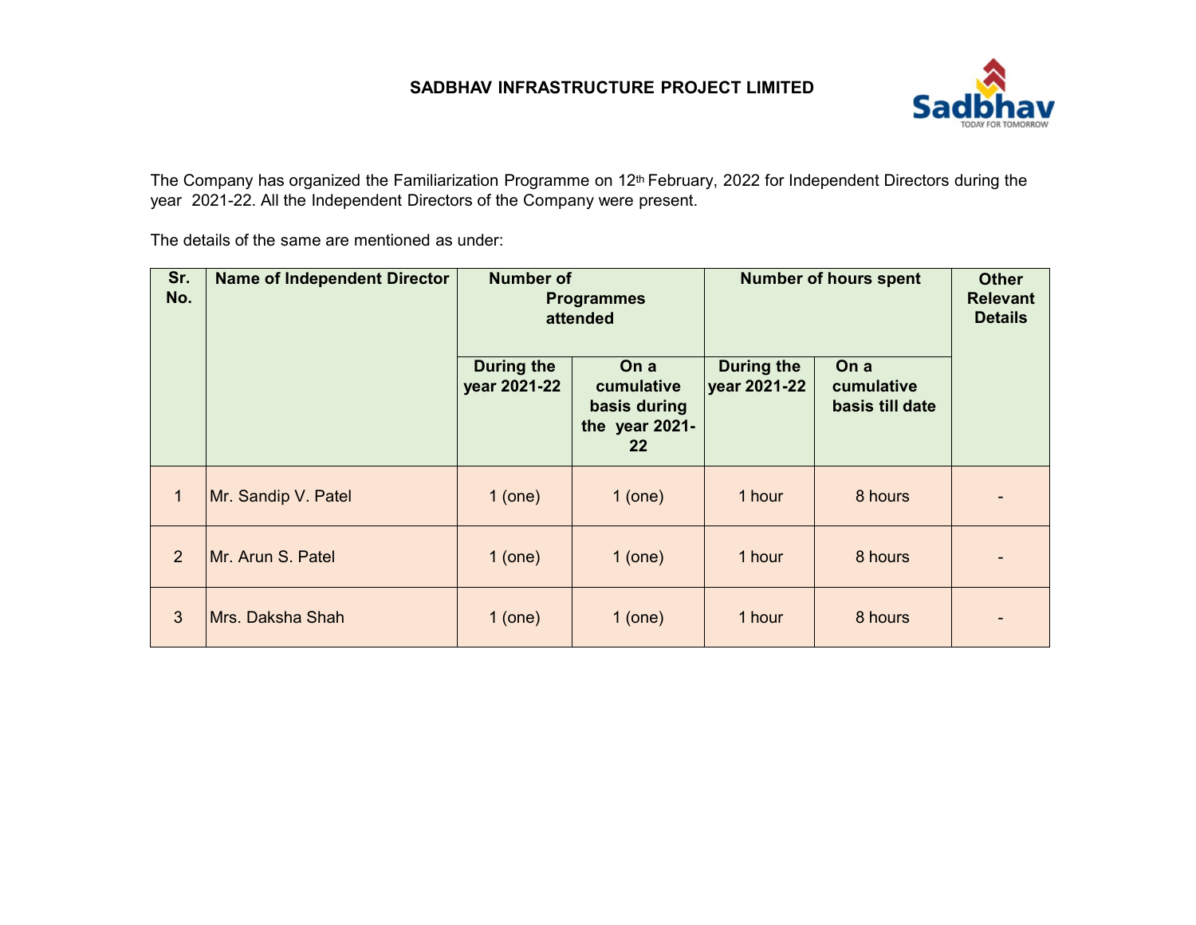**SADBHAV INFRASTRUCTURE PROJECT LIMITED**

The Company has organized the Familiarization Programme on 12th February, 2022 for Independent Directors during the year 2021-22. All the Independent Directors of the Company were present.

The details of the same are mentioned as under:

| Sr. No. | Name of Independent Director | Number of Programmes attended | | Number of hours spent | | Other Relevant Details |
|---|---|---|---|---|---|---|
| | | During the year 2021-22 | On a cumulative basis during the year 2021-22 | During the year 2021-22 | On a cumulative basis till date | |
| 1 | Mr. Sandip V. Patel | 1 (one) | 1 (one) | 1 hour | 8 hours | - |
| 2 | Mr. Arun S. Patel | 1 (one) | 1 (one) | 1 hour | 8 hours | - |
| 3 | Mrs. Daksha Shah | 1 (one) | 1 (one) | 1 hour | 8 hours | - |